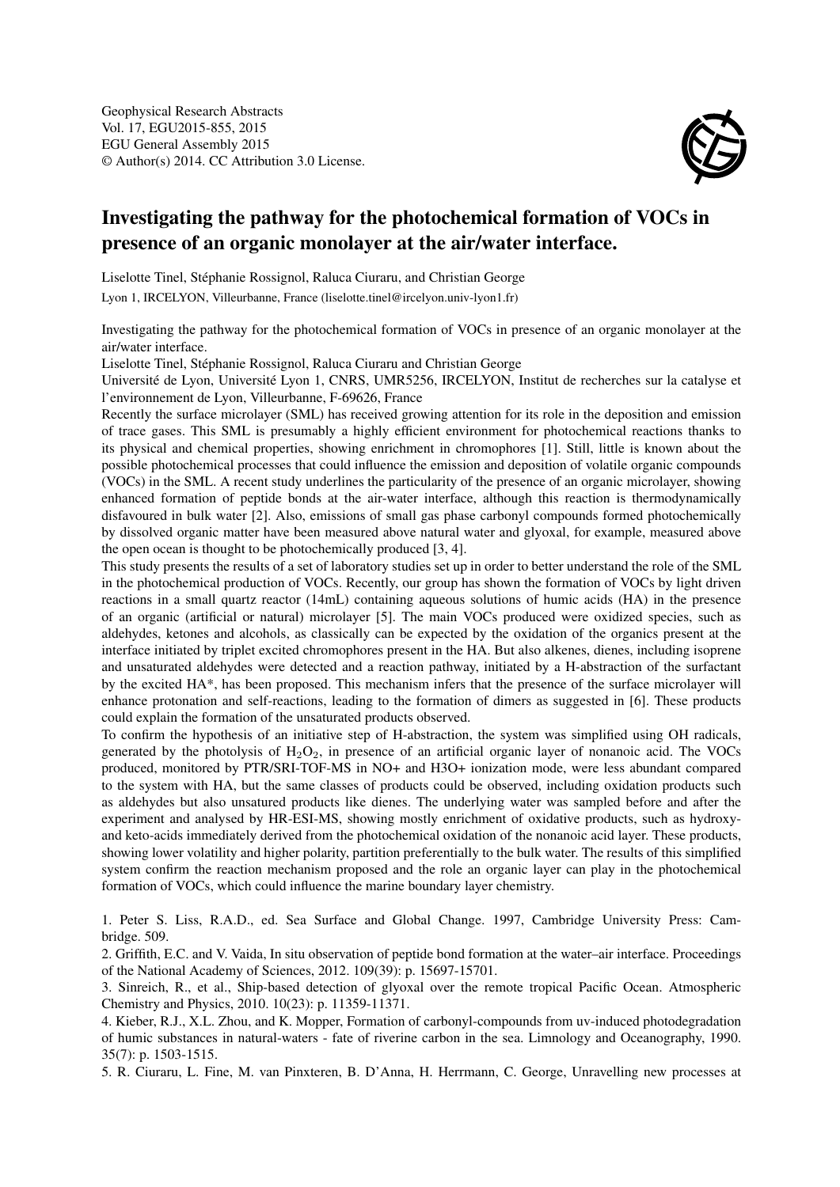Geophysical Research Abstracts
Vol. 17, EGU2015-855, 2015
EGU General Assembly 2015
© Author(s) 2014. CC Attribution 3.0 License.

# Investigating the pathway for the photochemical formation of VOCs in presence of an organic monolayer at the air/water interface.

Liselotte Tinel, Stéphanie Rossignol, Raluca Ciuraru, and Christian George

Lyon 1, IRCELYON, Villeurbanne, France (liselotte.tinel@ircelyon.univ-lyon1.fr)

Investigating the pathway for the photochemical formation of VOCs in presence of an organic monolayer at the air/water interface.

Liselotte Tinel, Stéphanie Rossignol, Raluca Ciuraru and Christian George

Université de Lyon, Université Lyon 1, CNRS, UMR5256, IRCELYON, Institut de recherches sur la catalyse et l'environnement de Lyon, Villeurbanne, F-69626, France

Recently the surface microlayer (SML) has received growing attention for its role in the deposition and emission of trace gases. This SML is presumably a highly efficient environment for photochemical reactions thanks to its physical and chemical properties, showing enrichment in chromophores [1]. Still, little is known about the possible photochemical processes that could influence the emission and deposition of volatile organic compounds (VOCs) in the SML. A recent study underlines the particularity of the presence of an organic microlayer, showing enhanced formation of peptide bonds at the air-water interface, although this reaction is thermodynamically disfavoured in bulk water [2]. Also, emissions of small gas phase carbonyl compounds formed photochemically by dissolved organic matter have been measured above natural water and glyoxal, for example, measured above the open ocean is thought to be photochemically produced [3, 4].

This study presents the results of a set of laboratory studies set up in order to better understand the role of the SML in the photochemical production of VOCs. Recently, our group has shown the formation of VOCs by light driven reactions in a small quartz reactor (14mL) containing aqueous solutions of humic acids (HA) in the presence of an organic (artificial or natural) microlayer [5]. The main VOCs produced were oxidized species, such as aldehydes, ketones and alcohols, as classically can be expected by the oxidation of the organics present at the interface initiated by triplet excited chromophores present in the HA. But also alkenes, dienes, including isoprene and unsaturated aldehydes were detected and a reaction pathway, initiated by a H-abstraction of the surfactant by the excited HA*, has been proposed. This mechanism infers that the presence of the surface microlayer will enhance protonation and self-reactions, leading to the formation of dimers as suggested in [6]. These products could explain the formation of the unsaturated products observed.

To confirm the hypothesis of an initiative step of H-abstraction, the system was simplified using OH radicals, generated by the photolysis of $H_2O_2$, in presence of an artificial organic layer of nonanoic acid. The VOCs produced, monitored by PTR/SRI-TOF-MS in NO+ and H3O+ ionization mode, were less abundant compared to the system with HA, but the same classes of products could be observed, including oxidation products such as aldehydes but also unsatured products like dienes. The underlying water was sampled before and after the experiment and analysed by HR-ESI-MS, showing mostly enrichment of oxidative products, such as hydroxy- and keto-acids immediately derived from the photochemical oxidation of the nonanoic acid layer. These products, showing lower volatility and higher polarity, partition preferentially to the bulk water. The results of this simplified system confirm the reaction mechanism proposed and the role an organic layer can play in the photochemical formation of VOCs, which could influence the marine boundary layer chemistry.

1. Peter S. Liss, R.A.D., ed. Sea Surface and Global Change. 1997, Cambridge University Press: Cambridge. 509.
2. Griffith, E.C. and V. Vaida, In situ observation of peptide bond formation at the water–air interface. Proceedings of the National Academy of Sciences, 2012. 109(39): p. 15697-15701.
3. Sinreich, R., et al., Ship-based detection of glyoxal over the remote tropical Pacific Ocean. Atmospheric Chemistry and Physics, 2010. 10(23): p. 11359-11371.
4. Kieber, R.J., X.L. Zhou, and K. Mopper, Formation of carbonyl-compounds from uv-induced photodegradation of humic substances in natural-waters - fate of riverine carbon in the sea. Limnology and Oceanography, 1990. 35(7): p. 1503-1515.
5. R. Ciuraru, L. Fine, M. van Pinxteren, B. D'Anna, H. Herrmann, C. George, Unravelling new processes at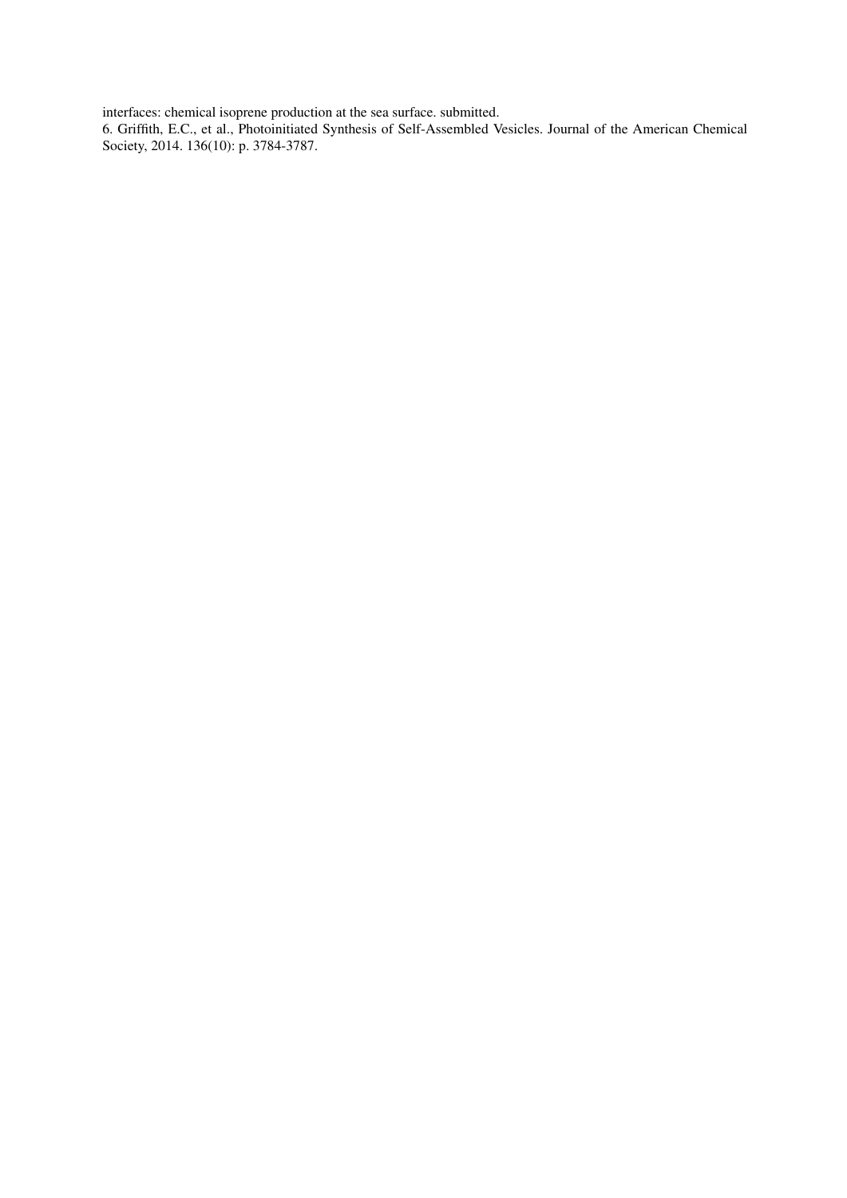interfaces: chemical isoprene production at the sea surface. submitted.

6. Griffith, E.C., et al., Photoinitiated Synthesis of Self-Assembled Vesicles. Journal of the American Chemical Society, 2014. 136(10): p. 3784-3787.